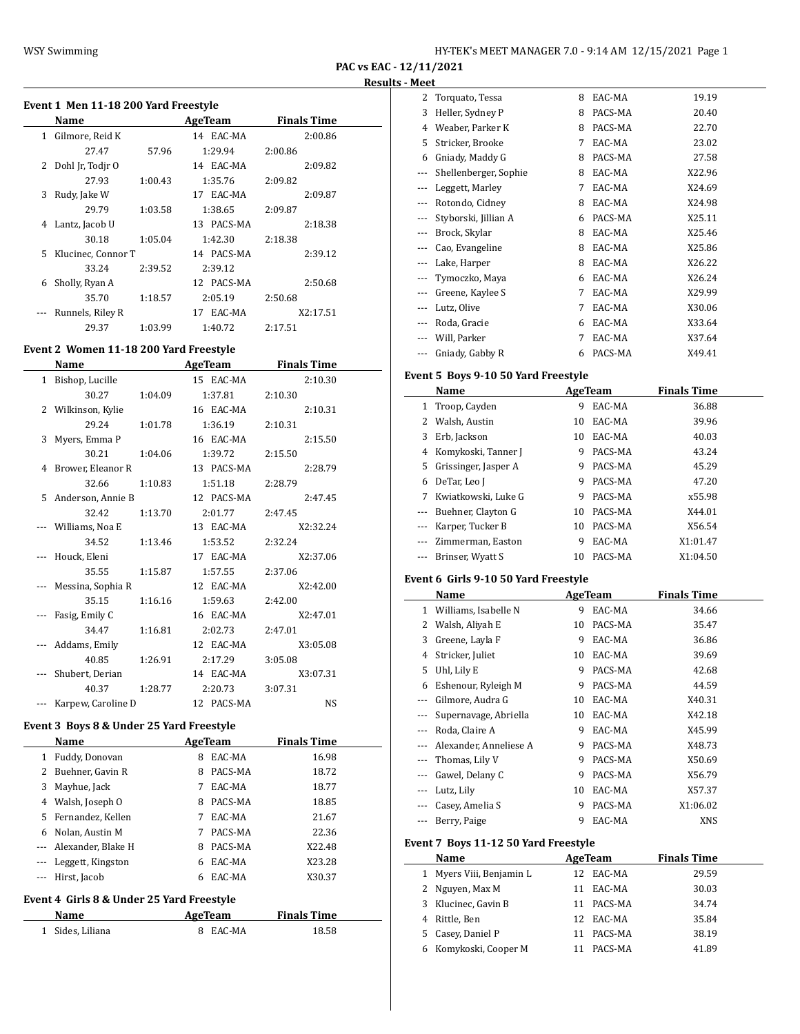**PAC vs EAC - 12/11/2021**

**Results - Meet**

### Event 1 Men 11-18 200 Yard Freestyle

| | Name | Age | Team | Finals Time |
|---|---|---|---|---|
| 1 | Gilmore, Reid K | 14 | EAC-MA | 2:00.86 |
| | 27.47 | 57.96 | 1:29.94 | 2:00.86 |
| 2 | Dohl Jr, Todjr O | 14 | EAC-MA | 2:09.82 |
| | 27.93 | 1:00.43 | 1:35.76 | 2:09.82 |
| 3 | Rudy, Jake W | 17 | EAC-MA | 2:09.87 |
| | 29.79 | 1:03.58 | 1:38.65 | 2:09.87 |
| 4 | Lantz, Jacob U | 13 | PACS-MA | 2:18.38 |
| | 30.18 | 1:05.04 | 1:42.30 | 2:18.38 |
| 5 | Klucinec, Connor T | 14 | PACS-MA | 2:39.12 |
| | 33.24 | 2:39.52 | 2:39.12 | |
| 6 | Sholly, Ryan A | 12 | PACS-MA | 2:50.68 |
| | 35.70 | 1:18.57 | 2:05.19 | 2:50.68 |
| --- | Runnels, Riley R | 17 | EAC-MA | X2:17.51 |
| | 29.37 | 1:03.99 | 1:40.72 | 2:17.51 |

### Event 2 Women 11-18 200 Yard Freestyle

| | Name | Age | Team | Finals Time |
|---|---|---|---|---|
| 1 | Bishop, Lucille | 15 | EAC-MA | 2:10.30 |
| | 30.27 | 1:04.09 | 1:37.81 | 2:10.30 |
| 2 | Wilkinson, Kylie | 16 | EAC-MA | 2:10.31 |
| | 29.24 | 1:01.78 | 1:36.19 | 2:10.31 |
| 3 | Myers, Emma P | 16 | EAC-MA | 2:15.50 |
| | 30.21 | 1:04.06 | 1:39.72 | 2:15.50 |
| 4 | Brower, Eleanor R | 13 | PACS-MA | 2:28.79 |
| | 32.66 | 1:10.83 | 1:51.18 | 2:28.79 |
| 5 | Anderson, Annie B | 12 | PACS-MA | 2:47.45 |
| | 32.42 | 1:13.70 | 2:01.77 | 2:47.45 |
| --- | Williams, Noa E | 13 | EAC-MA | X2:32.24 |
| | 34.52 | 1:13.46 | 1:53.52 | 2:32.24 |
| --- | Houck, Eleni | 17 | EAC-MA | X2:37.06 |
| | 35.55 | 1:15.87 | 1:57.55 | 2:37.06 |
| --- | Messina, Sophia R | 12 | EAC-MA | X2:42.00 |
| | 35.15 | 1:16.16 | 1:59.63 | 2:42.00 |
| --- | Fasig, Emily C | 16 | EAC-MA | X2:47.01 |
| | 34.47 | 1:16.81 | 2:02.73 | 2:47.01 |
| --- | Addams, Emily | 12 | EAC-MA | X3:05.08 |
| | 40.85 | 1:26.91 | 2:17.29 | 3:05.08 |
| --- | Shubert, Derian | 14 | EAC-MA | X3:07.31 |
| | 40.37 | 1:28.77 | 2:20.73 | 3:07.31 |
| --- | Karpew, Caroline D | 12 | PACS-MA | NS |

### Event 3 Boys 8 & Under 25 Yard Freestyle

| | Name | Age | Team | Finals Time |
|---|---|---|---|---|
| 1 | Fuddy, Donovan | 8 | EAC-MA | 16.98 |
| 2 | Buehner, Gavin R | 8 | PACS-MA | 18.72 |
| 3 | Mayhue, Jack | 7 | EAC-MA | 18.77 |
| 4 | Walsh, Joseph O | 8 | PACS-MA | 18.85 |
| 5 | Fernandez, Kellen | 7 | EAC-MA | 21.67 |
| 6 | Nolan, Austin M | 7 | PACS-MA | 22.36 |
| --- | Alexander, Blake H | 8 | PACS-MA | X22.48 |
| --- | Leggett, Kingston | 6 | EAC-MA | X23.28 |
| --- | Hirst, Jacob | 6 | EAC-MA | X30.37 |

### Event 4 Girls 8 & Under 25 Yard Freestyle

| | Name | Age | Team | Finals Time |
|---|---|---|---|---|
| 1 | Sides, Liliana | 8 | EAC-MA | 18.58 |
| 2 | Torquato, Tessa | 8 | EAC-MA | 19.19 |
| 3 | Heller, Sydney P | 8 | PACS-MA | 20.40 |
| 4 | Weaber, Parker K | 8 | PACS-MA | 22.70 |
| 5 | Stricker, Brooke | 7 | EAC-MA | 23.02 |
| 6 | Gniady, Maddy G | 8 | PACS-MA | 27.58 |
| --- | Shellenberger, Sophie | 8 | EAC-MA | X22.96 |
| --- | Leggett, Marley | 7 | EAC-MA | X24.69 |
| --- | Rotondo, Cidney | 8 | EAC-MA | X24.98 |
| --- | Styborski, Jillian A | 6 | PACS-MA | X25.11 |
| --- | Brock, Skylar | 8 | EAC-MA | X25.46 |
| --- | Cao, Evangeline | 8 | EAC-MA | X25.86 |
| --- | Lake, Harper | 8 | EAC-MA | X26.22 |
| --- | Tymoczko, Maya | 6 | EAC-MA | X26.24 |
| --- | Greene, Kaylee S | 7 | EAC-MA | X29.99 |
| --- | Lutz, Olive | 7 | EAC-MA | X30.06 |
| --- | Roda, Gracie | 6 | EAC-MA | X33.64 |
| --- | Will, Parker | 7 | EAC-MA | X37.64 |
| --- | Gniady, Gabby R | 6 | PACS-MA | X49.41 |

### Event 5 Boys 9-10 50 Yard Freestyle

| | Name | Age | Team | Finals Time |
|---|---|---|---|---|
| 1 | Troop, Cayden | 9 | EAC-MA | 36.88 |
| 2 | Walsh, Austin | 10 | EAC-MA | 39.96 |
| 3 | Erb, Jackson | 10 | EAC-MA | 40.03 |
| 4 | Komykoski, Tanner J | 9 | PACS-MA | 43.24 |
| 5 | Grissinger, Jasper A | 9 | PACS-MA | 45.29 |
| 6 | DeTar, Leo J | 9 | PACS-MA | 47.20 |
| 7 | Kwiatkowski, Luke G | 9 | PACS-MA | x55.98 |
| --- | Buehner, Clayton G | 10 | PACS-MA | X44.01 |
| --- | Karper, Tucker B | 10 | PACS-MA | X56.54 |
| --- | Zimmerman, Easton | 9 | EAC-MA | X1:01.47 |
| --- | Brinser, Wyatt S | 10 | PACS-MA | X1:04.50 |

### Event 6 Girls 9-10 50 Yard Freestyle

| | Name | Age | Team | Finals Time |
|---|---|---|---|---|
| 1 | Williams, Isabelle N | 9 | EAC-MA | 34.66 |
| 2 | Walsh, Aliyah E | 10 | PACS-MA | 35.47 |
| 3 | Greene, Layla F | 9 | EAC-MA | 36.86 |
| 4 | Stricker, Juliet | 10 | EAC-MA | 39.69 |
| 5 | Uhl, Lily E | 9 | PACS-MA | 42.68 |
| 6 | Eshenour, Ryleigh M | 9 | PACS-MA | 44.59 |
| --- | Gilmore, Audra G | 10 | EAC-MA | X40.31 |
| --- | Supernavage, Abriella | 10 | EAC-MA | X42.18 |
| --- | Roda, Claire A | 9 | EAC-MA | X45.99 |
| --- | Alexander, Anneliese A | 9 | PACS-MA | X48.73 |
| --- | Thomas, Lily V | 9 | PACS-MA | X50.69 |
| --- | Gawel, Delany C | 9 | PACS-MA | X56.79 |
| --- | Lutz, Lily | 10 | EAC-MA | X57.37 |
| --- | Casey, Amelia S | 9 | PACS-MA | X1:06.02 |
| --- | Berry, Paige | 9 | EAC-MA | XNS |

### Event 7 Boys 11-12 50 Yard Freestyle

| | Name | Age | Team | Finals Time |
|---|---|---|---|---|
| 1 | Myers Viii, Benjamin L | 12 | EAC-MA | 29.59 |
| 2 | Nguyen, Max M | 11 | EAC-MA | 30.03 |
| 3 | Klucinec, Gavin B | 11 | PACS-MA | 34.74 |
| 4 | Rittle, Ben | 12 | EAC-MA | 35.84 |
| 5 | Casey, Daniel P | 11 | PACS-MA | 38.19 |
| 6 | Komykoski, Cooper M | 11 | PACS-MA | 41.89 |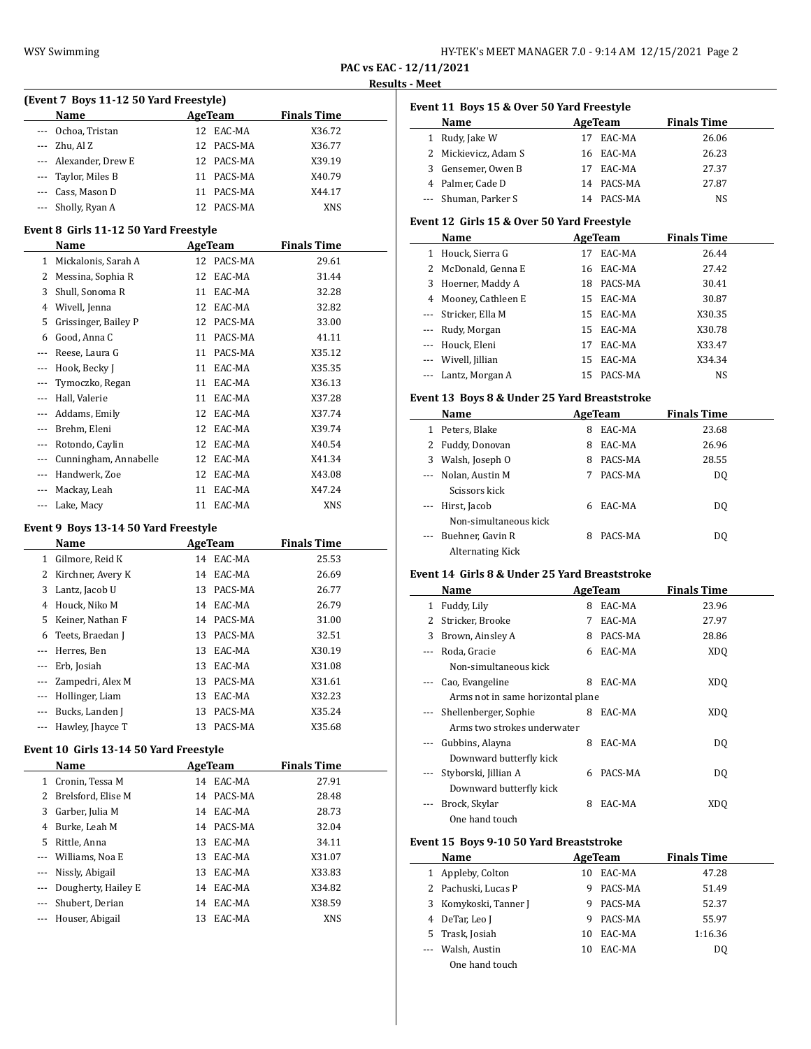**PAC vs EAC - 12/11/2021**

**Results - Meet**

### (Event 7 Boys 11-12 50 Yard Freestyle)

| | Name | Age | Team | Finals Time |
|---|---|---|---|---|
| --- | Ochoa, Tristan | 12 | EAC-MA | X36.72 |
| --- | Zhu, Al Z | 12 | PACS-MA | X36.77 |
| --- | Alexander, Drew E | 12 | PACS-MA | X39.19 |
| --- | Taylor, Miles B | 11 | PACS-MA | X40.79 |
| --- | Cass, Mason D | 11 | PACS-MA | X44.17 |
| --- | Sholly, Ryan A | 12 | PACS-MA | XNS |

### Event 8 Girls 11-12 50 Yard Freestyle

| | Name | Age | Team | Finals Time |
|---|---|---|---|---|
| 1 | Mickalonis, Sarah A | 12 | PACS-MA | 29.61 |
| 2 | Messina, Sophia R | 12 | EAC-MA | 31.44 |
| 3 | Shull, Sonoma R | 11 | EAC-MA | 32.28 |
| 4 | Wivell, Jenna | 12 | EAC-MA | 32.82 |
| 5 | Grissinger, Bailey P | 12 | PACS-MA | 33.00 |
| 6 | Good, Anna C | 11 | PACS-MA | 41.11 |
| --- | Reese, Laura G | 11 | PACS-MA | X35.12 |
| --- | Hook, Becky J | 11 | EAC-MA | X35.35 |
| --- | Tymoczko, Regan | 11 | EAC-MA | X36.13 |
| --- | Hall, Valerie | 11 | EAC-MA | X37.28 |
| --- | Addams, Emily | 12 | EAC-MA | X37.74 |
| --- | Brehm, Eleni | 12 | EAC-MA | X39.74 |
| --- | Rotondo, Caylin | 12 | EAC-MA | X40.54 |
| --- | Cunningham, Annabelle | 12 | EAC-MA | X41.34 |
| --- | Handwerk, Zoe | 12 | EAC-MA | X43.08 |
| --- | Mackay, Leah | 11 | EAC-MA | X47.24 |
| --- | Lake, Macy | 11 | EAC-MA | XNS |

### Event 9 Boys 13-14 50 Yard Freestyle

| | Name | Age | Team | Finals Time |
|---|---|---|---|---|
| 1 | Gilmore, Reid K | 14 | EAC-MA | 25.53 |
| 2 | Kirchner, Avery K | 14 | EAC-MA | 26.69 |
| 3 | Lantz, Jacob U | 13 | PACS-MA | 26.77 |
| 4 | Houck, Niko M | 14 | EAC-MA | 26.79 |
| 5 | Keiner, Nathan F | 14 | PACS-MA | 31.00 |
| 6 | Teets, Braedan J | 13 | PACS-MA | 32.51 |
| --- | Herres, Ben | 13 | EAC-MA | X30.19 |
| --- | Erb, Josiah | 13 | EAC-MA | X31.08 |
| --- | Zampedri, Alex M | 13 | PACS-MA | X31.61 |
| --- | Hollinger, Liam | 13 | EAC-MA | X32.23 |
| --- | Bucks, Landen J | 13 | PACS-MA | X35.24 |
| --- | Hawley, Jhayce T | 13 | PACS-MA | X35.68 |

### Event 10 Girls 13-14 50 Yard Freestyle

| | Name | Age | Team | Finals Time |
|---|---|---|---|---|
| 1 | Cronin, Tessa M | 14 | EAC-MA | 27.91 |
| 2 | Brelsford, Elise M | 14 | PACS-MA | 28.48 |
| 3 | Garber, Julia M | 14 | EAC-MA | 28.73 |
| 4 | Burke, Leah M | 14 | PACS-MA | 32.04 |
| 5 | Rittle, Anna | 13 | EAC-MA | 34.11 |
| --- | Williams, Noa E | 13 | EAC-MA | X31.07 |
| --- | Nissly, Abigail | 13 | EAC-MA | X33.83 |
| --- | Dougherty, Hailey E | 14 | EAC-MA | X34.82 |
| --- | Shubert, Derian | 14 | EAC-MA | X38.59 |
| --- | Houser, Abigail | 13 | EAC-MA | XNS |

### Event 11 Boys 15 & Over 50 Yard Freestyle

| | Name | Age | Team | Finals Time |
|---|---|---|---|---|
| 1 | Rudy, Jake W | 17 | EAC-MA | 26.06 |
| 2 | Mickievicz, Adam S | 16 | EAC-MA | 26.23 |
| 3 | Gensemer, Owen B | 17 | EAC-MA | 27.37 |
| 4 | Palmer, Cade D | 14 | PACS-MA | 27.87 |
| --- | Shuman, Parker S | 14 | PACS-MA | NS |

### Event 12 Girls 15 & Over 50 Yard Freestyle

| | Name | Age | Team | Finals Time |
|---|---|---|---|---|
| 1 | Houck, Sierra G | 17 | EAC-MA | 26.44 |
| 2 | McDonald, Genna E | 16 | EAC-MA | 27.42 |
| 3 | Hoerner, Maddy A | 18 | PACS-MA | 30.41 |
| 4 | Mooney, Cathleen E | 15 | EAC-MA | 30.87 |
| --- | Stricker, Ella M | 15 | EAC-MA | X30.35 |
| --- | Rudy, Morgan | 15 | EAC-MA | X30.78 |
| --- | Houck, Eleni | 17 | EAC-MA | X33.47 |
| --- | Wivell, Jillian | 15 | EAC-MA | X34.34 |
| --- | Lantz, Morgan A | 15 | PACS-MA | NS |

### Event 13 Boys 8 & Under 25 Yard Breaststroke

| | Name | Age | Team | Finals Time |
|---|---|---|---|---|
| 1 | Peters, Blake | 8 | EAC-MA | 23.68 |
| 2 | Fuddy, Donovan | 8 | EAC-MA | 26.96 |
| 3 | Walsh, Joseph O | 8 | PACS-MA | 28.55 |
| --- | Nolan, Austin M | 7 | PACS-MA | DQ |
| | Scissors kick | | | |
| --- | Hirst, Jacob | 6 | EAC-MA | DQ |
| | Non-simultaneous kick | | | |
| --- | Buehner, Gavin R | 8 | PACS-MA | DQ |
| | Alternating Kick | | | |

### Event 14 Girls 8 & Under 25 Yard Breaststroke

| | Name | Age | Team | Finals Time |
|---|---|---|---|---|
| 1 | Fuddy, Lily | 8 | EAC-MA | 23.96 |
| 2 | Stricker, Brooke | 7 | EAC-MA | 27.97 |
| 3 | Brown, Ainsley A | 8 | PACS-MA | 28.86 |
| --- | Roda, Gracie | 6 | EAC-MA | XDQ |
| | Non-simultaneous kick | | | |
| --- | Cao, Evangeline | 8 | EAC-MA | XDQ |
| | Arms not in same horizontal plane | | | |
| --- | Shellenberger, Sophie | 8 | EAC-MA | XDQ |
| | Arms two strokes underwater | | | |
| --- | Gubbins, Alayna | 8 | EAC-MA | DQ |
| | Downward butterfly kick | | | |
| --- | Styborski, Jillian A | 6 | PACS-MA | DQ |
| | Downward butterfly kick | | | |
| --- | Brock, Skylar | 8 | EAC-MA | XDQ |
| | One hand touch | | | |

### Event 15 Boys 9-10 50 Yard Breaststroke

| | Name | Age | Team | Finals Time |
|---|---|---|---|---|
| 1 | Appleby, Colton | 10 | EAC-MA | 47.28 |
| 2 | Pachuski, Lucas P | 9 | PACS-MA | 51.49 |
| 3 | Komykoski, Tanner J | 9 | PACS-MA | 52.37 |
| 4 | DeTar, Leo J | 9 | PACS-MA | 55.97 |
| 5 | Trask, Josiah | 10 | EAC-MA | 1:16.36 |
| --- | Walsh, Austin | 10 | EAC-MA | DQ |
| | One hand touch | | | |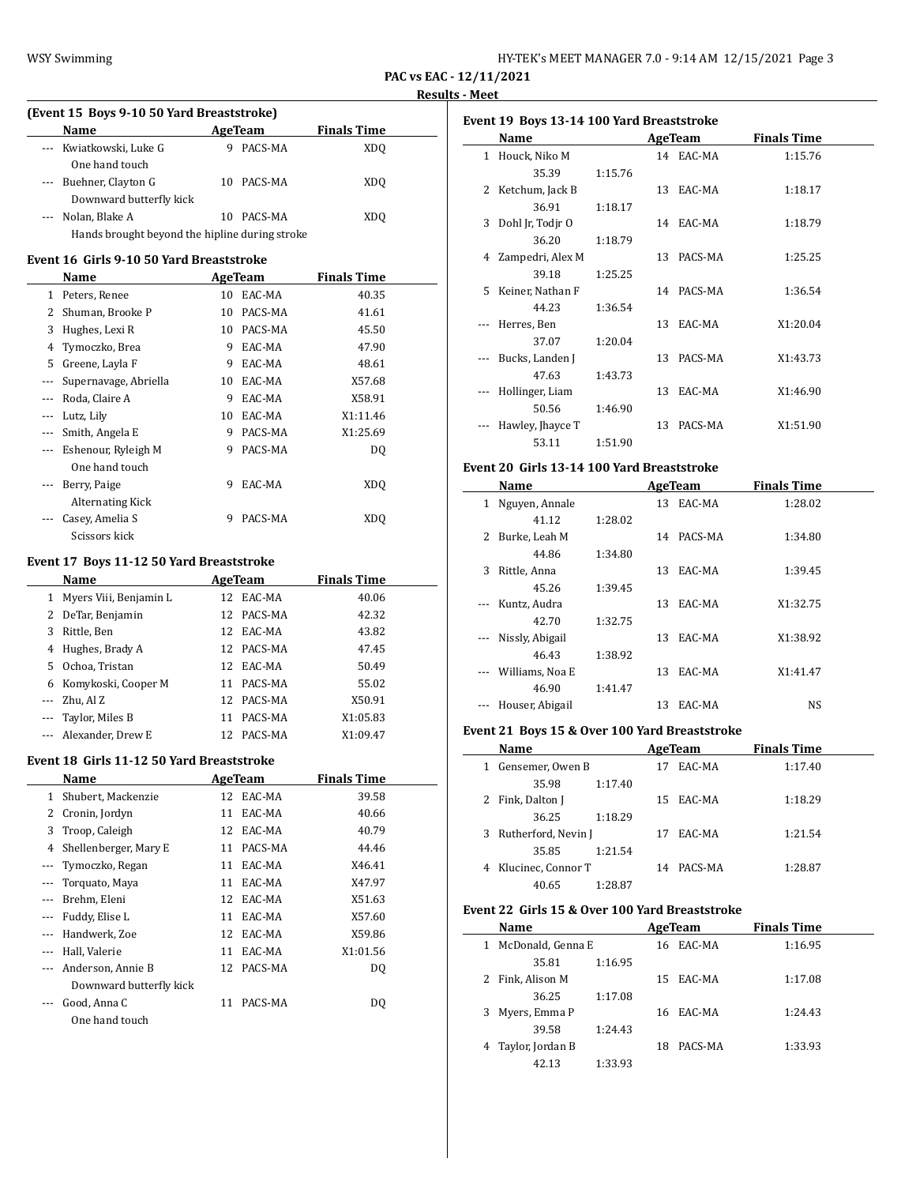**PAC vs EAC - 12/11/2021**

**Results - Meet**

### (Event 15 Boys 9-10 50 Yard Breaststroke)

| | Name | Age | Team | Finals Time |
|---|---|---|---|---|
| --- | Kwiatkowski, Luke G | 9 | PACS-MA | XDQ |
| | One hand touch | | | |
| --- | Buehner, Clayton G | 10 | PACS-MA | XDQ |
| | Downward butterfly kick | | | |
| --- | Nolan, Blake A | 10 | PACS-MA | XDQ |
| | Hands brought beyond the hipline during stroke | | | |

### Event 16 Girls 9-10 50 Yard Breaststroke

| | Name | Age | Team | Finals Time |
|---|---|---|---|---|
| 1 | Peters, Renee | 10 | EAC-MA | 40.35 |
| 2 | Shuman, Brooke P | 10 | PACS-MA | 41.61 |
| 3 | Hughes, Lexi R | 10 | PACS-MA | 45.50 |
| 4 | Tymoczko, Brea | 9 | EAC-MA | 47.90 |
| 5 | Greene, Layla F | 9 | EAC-MA | 48.61 |
| --- | Supernavage, Abriella | 10 | EAC-MA | X57.68 |
| --- | Roda, Claire A | 9 | EAC-MA | X58.91 |
| --- | Lutz, Lily | 10 | EAC-MA | X1:11.46 |
| --- | Smith, Angela E | 9 | PACS-MA | X1:25.69 |
| --- | Eshenour, Ryleigh M | 9 | PACS-MA | DQ |
| | One hand touch | | | |
| --- | Berry, Paige | 9 | EAC-MA | XDQ |
| | Alternating Kick | | | |
| --- | Casey, Amelia S | 9 | PACS-MA | XDQ |
| | Scissors kick | | | |

### Event 17 Boys 11-12 50 Yard Breaststroke

| | Name | Age | Team | Finals Time |
|---|---|---|---|---|
| 1 | Myers Viii, Benjamin L | 12 | EAC-MA | 40.06 |
| 2 | DeTar, Benjamin | 12 | PACS-MA | 42.32 |
| 3 | Rittle, Ben | 12 | EAC-MA | 43.82 |
| 4 | Hughes, Brady A | 12 | PACS-MA | 47.45 |
| 5 | Ochoa, Tristan | 12 | EAC-MA | 50.49 |
| 6 | Komykoski, Cooper M | 11 | PACS-MA | 55.02 |
| --- | Zhu, Al Z | 12 | PACS-MA | X50.91 |
| --- | Taylor, Miles B | 11 | PACS-MA | X1:05.83 |
| --- | Alexander, Drew E | 12 | PACS-MA | X1:09.47 |

### Event 18 Girls 11-12 50 Yard Breaststroke

| | Name | Age | Team | Finals Time |
|---|---|---|---|---|
| 1 | Shubert, Mackenzie | 12 | EAC-MA | 39.58 |
| 2 | Cronin, Jordyn | 11 | EAC-MA | 40.66 |
| 3 | Troop, Caleigh | 12 | EAC-MA | 40.79 |
| 4 | Shellenberger, Mary E | 11 | PACS-MA | 44.46 |
| --- | Tymoczko, Regan | 11 | EAC-MA | X46.41 |
| --- | Torquato, Maya | 11 | EAC-MA | X47.97 |
| --- | Brehm, Eleni | 12 | EAC-MA | X51.63 |
| --- | Fuddy, Elise L | 11 | EAC-MA | X57.60 |
| --- | Handwerk, Zoe | 12 | EAC-MA | X59.86 |
| --- | Hall, Valerie | 11 | EAC-MA | X1:01.56 |
| --- | Anderson, Annie B | 12 | PACS-MA | DQ |
| | Downward butterfly kick | | | |
| --- | Good, Anna C | 11 | PACS-MA | DQ |
| | One hand touch | | | |

### Event 19 Boys 13-14 100 Yard Breaststroke

| | Name | Age | Team | Finals Time |
|---|---|---|---|---|
| 1 | Houck, Niko M | 14 | EAC-MA | 1:15.76 |
| | 35.39 1:15.76 | | | |
| 2 | Ketchum, Jack B | 13 | EAC-MA | 1:18.17 |
| | 36.91 1:18.17 | | | |
| 3 | Dohl Jr, Todjr O | 14 | EAC-MA | 1:18.79 |
| | 36.20 1:18.79 | | | |
| 4 | Zampedri, Alex M | 13 | PACS-MA | 1:25.25 |
| | 39.18 1:25.25 | | | |
| 5 | Keiner, Nathan F | 14 | PACS-MA | 1:36.54 |
| | 44.23 1:36.54 | | | |
| --- | Herres, Ben | 13 | EAC-MA | X1:20.04 |
| | 37.07 1:20.04 | | | |
| --- | Bucks, Landen J | 13 | PACS-MA | X1:43.73 |
| | 47.63 1:43.73 | | | |
| --- | Hollinger, Liam | 13 | EAC-MA | X1:46.90 |
| | 50.56 1:46.90 | | | |
| --- | Hawley, Jhayce T | 13 | PACS-MA | X1:51.90 |
| | 53.11 1:51.90 | | | |

### Event 20 Girls 13-14 100 Yard Breaststroke

| | Name | Age | Team | Finals Time |
|---|---|---|---|---|
| 1 | Nguyen, Annale | 13 | EAC-MA | 1:28.02 |
| | 41.12 1:28.02 | | | |
| 2 | Burke, Leah M | 14 | PACS-MA | 1:34.80 |
| | 44.86 1:34.80 | | | |
| 3 | Rittle, Anna | 13 | EAC-MA | 1:39.45 |
| | 45.26 1:39.45 | | | |
| --- | Kuntz, Audra | 13 | EAC-MA | X1:32.75 |
| | 42.70 1:32.75 | | | |
| --- | Nissly, Abigail | 13 | EAC-MA | X1:38.92 |
| | 46.43 1:38.92 | | | |
| --- | Williams, Noa E | 13 | EAC-MA | X1:41.47 |
| | 46.90 1:41.47 | | | |
| --- | Houser, Abigail | 13 | EAC-MA | NS |

### Event 21 Boys 15 & Over 100 Yard Breaststroke

| | Name | Age | Team | Finals Time |
|---|---|---|---|---|
| 1 | Gensemer, Owen B | 17 | EAC-MA | 1:17.40 |
| | 35.98 1:17.40 | | | |
| 2 | Fink, Dalton J | 15 | EAC-MA | 1:18.29 |
| | 36.25 1:18.29 | | | |
| 3 | Rutherford, Nevin J | 17 | EAC-MA | 1:21.54 |
| | 35.85 1:21.54 | | | |
| 4 | Klucinec, Connor T | 14 | PACS-MA | 1:28.87 |
| | 40.65 1:28.87 | | | |

### Event 22 Girls 15 & Over 100 Yard Breaststroke

| | Name | Age | Team | Finals Time |
|---|---|---|---|---|
| 1 | McDonald, Genna E | 16 | EAC-MA | 1:16.95 |
| | 35.81 1:16.95 | | | |
| 2 | Fink, Alison M | 15 | EAC-MA | 1:17.08 |
| | 36.25 1:17.08 | | | |
| 3 | Myers, Emma P | 16 | EAC-MA | 1:24.43 |
| | 39.58 1:24.43 | | | |
| 4 | Taylor, Jordan B | 18 | PACS-MA | 1:33.93 |
| | 42.13 1:33.93 | | | |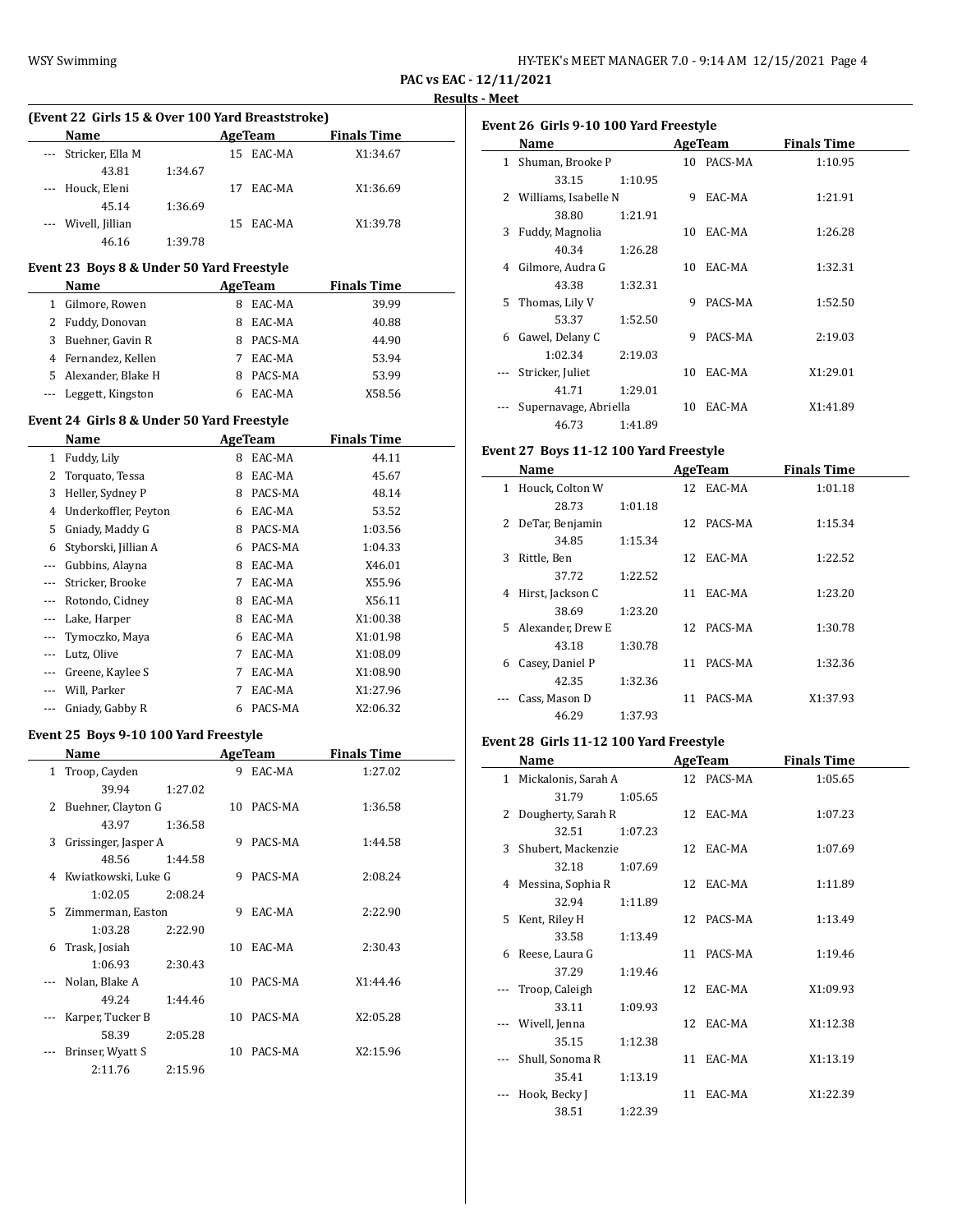**PAC vs EAC - 12/11/2021**

**Results - Meet**

### (Event 22 Girls 15 & Over 100 Yard Breaststroke)

| | Name | Age | Team | Finals Time |
|---|---|---|---|---|
| --- | Stricker, Ella M | 15 | EAC-MA | X1:34.67 |
| | 43.81 1:34.67 | | | |
| --- | Houck, Eleni | 17 | EAC-MA | X1:36.69 |
| | 45.14 1:36.69 | | | |
| --- | Wivell, Jillian | 15 | EAC-MA | X1:39.78 |
| | 46.16 1:39.78 | | | |

### Event 23 Boys 8 & Under 50 Yard Freestyle

| | Name | Age | Team | Finals Time |
|---|---|---|---|---|
| 1 | Gilmore, Rowen | 8 | EAC-MA | 39.99 |
| 2 | Fuddy, Donovan | 8 | EAC-MA | 40.88 |
| 3 | Buehner, Gavin R | 8 | PACS-MA | 44.90 |
| 4 | Fernandez, Kellen | 7 | EAC-MA | 53.94 |
| 5 | Alexander, Blake H | 8 | PACS-MA | 53.99 |
| --- | Leggett, Kingston | 6 | EAC-MA | X58.56 |

### Event 24 Girls 8 & Under 50 Yard Freestyle

| | Name | Age | Team | Finals Time |
|---|---|---|---|---|
| 1 | Fuddy, Lily | 8 | EAC-MA | 44.11 |
| 2 | Torquato, Tessa | 8 | EAC-MA | 45.67 |
| 3 | Heller, Sydney P | 8 | PACS-MA | 48.14 |
| 4 | Underkoffler, Peyton | 6 | EAC-MA | 53.52 |
| 5 | Gniady, Maddy G | 8 | PACS-MA | 1:03.56 |
| 6 | Styborski, Jillian A | 6 | PACS-MA | 1:04.33 |
| --- | Gubbins, Alayna | 8 | EAC-MA | X46.01 |
| --- | Stricker, Brooke | 7 | EAC-MA | X55.96 |
| --- | Rotondo, Cidney | 8 | EAC-MA | X56.11 |
| --- | Lake, Harper | 8 | EAC-MA | X1:00.38 |
| --- | Tymoczko, Maya | 6 | EAC-MA | X1:01.98 |
| --- | Lutz, Olive | 7 | EAC-MA | X1:08.09 |
| --- | Greene, Kaylee S | 7 | EAC-MA | X1:08.90 |
| --- | Will, Parker | 7 | EAC-MA | X1:27.96 |
| --- | Gniady, Gabby R | 6 | PACS-MA | X2:06.32 |

### Event 25 Boys 9-10 100 Yard Freestyle

| | Name | Age | Team | Finals Time |
|---|---|---|---|---|
| 1 | Troop, Cayden | 9 | EAC-MA | 1:27.02 |
| | 39.94 1:27.02 | | | |
| 2 | Buehner, Clayton G | 10 | PACS-MA | 1:36.58 |
| | 43.97 1:36.58 | | | |
| 3 | Grissinger, Jasper A | 9 | PACS-MA | 1:44.58 |
| | 48.56 1:44.58 | | | |
| 4 | Kwiatkowski, Luke G | 9 | PACS-MA | 2:08.24 |
| | 1:02.05 2:08.24 | | | |
| 5 | Zimmerman, Easton | 9 | EAC-MA | 2:22.90 |
| | 1:03.28 2:22.90 | | | |
| 6 | Trask, Josiah | 10 | EAC-MA | 2:30.43 |
| | 1:06.93 2:30.43 | | | |
| --- | Nolan, Blake A | 10 | PACS-MA | X1:44.46 |
| | 49.24 1:44.46 | | | |
| --- | Karper, Tucker B | 10 | PACS-MA | X2:05.28 |
| | 58.39 2:05.28 | | | |
| --- | Brinser, Wyatt S | 10 | PACS-MA | X2:15.96 |
| | 2:11.76 2:15.96 | | | |

### Event 26 Girls 9-10 100 Yard Freestyle

| | Name | Age | Team | Finals Time |
|---|---|---|---|---|
| 1 | Shuman, Brooke P | 10 | PACS-MA | 1:10.95 |
| | 33.15 1:10.95 | | | |
| 2 | Williams, Isabelle N | 9 | EAC-MA | 1:21.91 |
| | 38.80 1:21.91 | | | |
| 3 | Fuddy, Magnolia | 10 | EAC-MA | 1:26.28 |
| | 40.34 1:26.28 | | | |
| 4 | Gilmore, Audra G | 10 | EAC-MA | 1:32.31 |
| | 43.38 1:32.31 | | | |
| 5 | Thomas, Lily V | 9 | PACS-MA | 1:52.50 |
| | 53.37 1:52.50 | | | |
| 6 | Gawel, Delany C | 9 | PACS-MA | 2:19.03 |
| | 1:02.34 2:19.03 | | | |
| --- | Stricker, Juliet | 10 | EAC-MA | X1:29.01 |
| | 41.71 1:29.01 | | | |
| --- | Supernavage, Abriella | 10 | EAC-MA | X1:41.89 |
| | 46.73 1:41.89 | | | |

### Event 27 Boys 11-12 100 Yard Freestyle

| | Name | Age | Team | Finals Time |
|---|---|---|---|---|
| 1 | Houck, Colton W | 12 | EAC-MA | 1:01.18 |
| | 28.73 1:01.18 | | | |
| 2 | DeTar, Benjamin | 12 | PACS-MA | 1:15.34 |
| | 34.85 1:15.34 | | | |
| 3 | Rittle, Ben | 12 | EAC-MA | 1:22.52 |
| | 37.72 1:22.52 | | | |
| 4 | Hirst, Jackson C | 11 | EAC-MA | 1:23.20 |
| | 38.69 1:23.20 | | | |
| 5 | Alexander, Drew E | 12 | PACS-MA | 1:30.78 |
| | 43.18 1:30.78 | | | |
| 6 | Casey, Daniel P | 11 | PACS-MA | 1:32.36 |
| | 42.35 1:32.36 | | | |
| --- | Cass, Mason D | 11 | PACS-MA | X1:37.93 |
| | 46.29 1:37.93 | | | |

### Event 28 Girls 11-12 100 Yard Freestyle

| | Name | Age | Team | Finals Time |
|---|---|---|---|---|
| 1 | Mickalonis, Sarah A | 12 | PACS-MA | 1:05.65 |
| | 31.79 1:05.65 | | | |
| 2 | Dougherty, Sarah R | 12 | EAC-MA | 1:07.23 |
| | 32.51 1:07.23 | | | |
| 3 | Shubert, Mackenzie | 12 | EAC-MA | 1:07.69 |
| | 32.18 1:07.69 | | | |
| 4 | Messina, Sophia R | 12 | EAC-MA | 1:11.89 |
| | 32.94 1:11.89 | | | |
| 5 | Kent, Riley H | 12 | PACS-MA | 1:13.49 |
| | 33.58 1:13.49 | | | |
| 6 | Reese, Laura G | 11 | PACS-MA | 1:19.46 |
| | 37.29 1:19.46 | | | |
| --- | Troop, Caleigh | 12 | EAC-MA | X1:09.93 |
| | 33.11 1:09.93 | | | |
| --- | Wivell, Jenna | 12 | EAC-MA | X1:12.38 |
| | 35.15 1:12.38 | | | |
| --- | Shull, Sonoma R | 11 | EAC-MA | X1:13.19 |
| | 35.41 1:13.19 | | | |
| --- | Hook, Becky J | 11 | EAC-MA | X1:22.39 |
| | 38.51 1:22.39 | | | |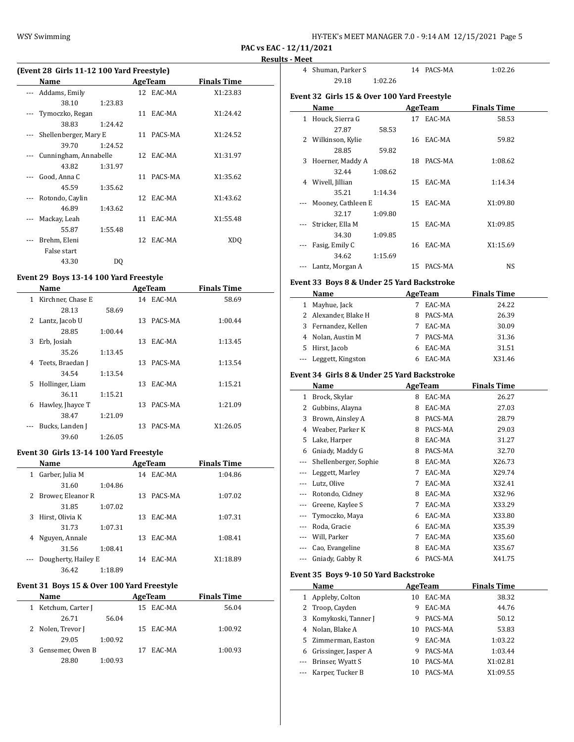**PAC vs EAC - 12/11/2021**

**Results - Meet**

### (Event 28 Girls 11-12 100 Yard Freestyle)

| | Name | Age | Team | Finals Time |
|---|---|---|---|---|
| --- | Addams, Emily | 12 | EAC-MA | X1:23.83 |
| | 38.10 | 1:23.83 | | |
| --- | Tymoczko, Regan | 11 | EAC-MA | X1:24.42 |
| | 38.83 | 1:24.42 | | |
| --- | Shellenberger, Mary E | 11 | PACS-MA | X1:24.52 |
| | 39.70 | 1:24.52 | | |
| --- | Cunningham, Annabelle | 12 | EAC-MA | X1:31.97 |
| | 43.82 | 1:31.97 | | |
| --- | Good, Anna C | 11 | PACS-MA | X1:35.62 |
| | 45.59 | 1:35.62 | | |
| --- | Rotondo, Caylin | 12 | EAC-MA | X1:43.62 |
| | 46.89 | 1:43.62 | | |
| --- | Mackay, Leah | 11 | EAC-MA | X1:55.48 |
| | 55.87 | 1:55.48 | | |
| --- | Brehm, Eleni | 12 | EAC-MA | XDQ |
| | False start | | | |
| | 43.30 | DQ | | |

### Event 29 Boys 13-14 100 Yard Freestyle

| | Name | Age | Team | Finals Time |
|---|---|---|---|---|
| 1 | Kirchner, Chase E | 14 | EAC-MA | 58.69 |
| | 28.13 | 58.69 | | |
| 2 | Lantz, Jacob U | 13 | PACS-MA | 1:00.44 |
| | 28.85 | 1:00.44 | | |
| 3 | Erb, Josiah | 13 | EAC-MA | 1:13.45 |
| | 35.26 | 1:13.45 | | |
| 4 | Teets, Braedan J | 13 | PACS-MA | 1:13.54 |
| | 34.54 | 1:13.54 | | |
| 5 | Hollinger, Liam | 13 | EAC-MA | 1:15.21 |
| | 36.11 | 1:15.21 | | |
| 6 | Hawley, Jhayce T | 13 | PACS-MA | 1:21.09 |
| | 38.47 | 1:21.09 | | |
| --- | Bucks, Landen J | 13 | PACS-MA | X1:26.05 |
| | 39.60 | 1:26.05 | | |

### Event 30 Girls 13-14 100 Yard Freestyle

| | Name | Age | Team | Finals Time |
|---|---|---|---|---|
| 1 | Garber, Julia M | 14 | EAC-MA | 1:04.86 |
| | 31.60 | 1:04.86 | | |
| 2 | Brower, Eleanor R | 13 | PACS-MA | 1:07.02 |
| | 31.85 | 1:07.02 | | |
| 3 | Hirst, Olivia K | 13 | EAC-MA | 1:07.31 |
| | 31.73 | 1:07.31 | | |
| 4 | Nguyen, Annale | 13 | EAC-MA | 1:08.41 |
| | 31.56 | 1:08.41 | | |
| --- | Dougherty, Hailey E | 14 | EAC-MA | X1:18.89 |
| | 36.42 | 1:18.89 | | |

### Event 31 Boys 15 & Over 100 Yard Freestyle

| | Name | Age | Team | Finals Time |
|---|---|---|---|---|
| 1 | Ketchum, Carter J | 15 | EAC-MA | 56.04 |
| | 26.71 | 56.04 | | |
| 2 | Nolen, Trevor J | 15 | EAC-MA | 1:00.92 |
| | 29.05 | 1:00.92 | | |
| 3 | Gensemer, Owen B | 17 | EAC-MA | 1:00.93 |
| | 28.80 | 1:00.93 | | |
| 4 | Shuman, Parker S | 14 | PACS-MA | 1:02.26 |
| | 29.18 | 1:02.26 | | |

### Event 32 Girls 15 & Over 100 Yard Freestyle

| | Name | Age | Team | Finals Time |
|---|---|---|---|---|
| 1 | Houck, Sierra G | 17 | EAC-MA | 58.53 |
| | 27.87 | 58.53 | | |
| 2 | Wilkinson, Kylie | 16 | EAC-MA | 59.82 |
| | 28.85 | 59.82 | | |
| 3 | Hoerner, Maddy A | 18 | PACS-MA | 1:08.62 |
| | 32.44 | 1:08.62 | | |
| 4 | Wivell, Jillian | 15 | EAC-MA | 1:14.34 |
| | 35.21 | 1:14.34 | | |
| --- | Mooney, Cathleen E | 15 | EAC-MA | X1:09.80 |
| | 32.17 | 1:09.80 | | |
| --- | Stricker, Ella M | 15 | EAC-MA | X1:09.85 |
| | 34.30 | 1:09.85 | | |
| --- | Fasig, Emily C | 16 | EAC-MA | X1:15.69 |
| | 34.62 | 1:15.69 | | |
| --- | Lantz, Morgan A | 15 | PACS-MA | NS |

### Event 33 Boys 8 & Under 25 Yard Backstroke

| | Name | Age | Team | Finals Time |
|---|---|---|---|---|
| 1 | Mayhue, Jack | 7 | EAC-MA | 24.22 |
| 2 | Alexander, Blake H | 8 | PACS-MA | 26.39 |
| 3 | Fernandez, Kellen | 7 | EAC-MA | 30.09 |
| 4 | Nolan, Austin M | 7 | PACS-MA | 31.36 |
| 5 | Hirst, Jacob | 6 | EAC-MA | 31.51 |
| --- | Leggett, Kingston | 6 | EAC-MA | X31.46 |

### Event 34 Girls 8 & Under 25 Yard Backstroke

| | Name | Age | Team | Finals Time |
|---|---|---|---|---|
| 1 | Brock, Skylar | 8 | EAC-MA | 26.27 |
| 2 | Gubbins, Alayna | 8 | EAC-MA | 27.03 |
| 3 | Brown, Ainsley A | 8 | PACS-MA | 28.79 |
| 4 | Weaber, Parker K | 8 | PACS-MA | 29.03 |
| 5 | Lake, Harper | 8 | EAC-MA | 31.27 |
| 6 | Gniady, Maddy G | 8 | PACS-MA | 32.70 |
| --- | Shellenberger, Sophie | 8 | EAC-MA | X26.73 |
| --- | Leggett, Marley | 7 | EAC-MA | X29.74 |
| --- | Lutz, Olive | 7 | EAC-MA | X32.41 |
| --- | Rotondo, Cidney | 8 | EAC-MA | X32.96 |
| --- | Greene, Kaylee S | 7 | EAC-MA | X33.29 |
| --- | Tymoczko, Maya | 6 | EAC-MA | X33.80 |
| --- | Roda, Gracie | 6 | EAC-MA | X35.39 |
| --- | Will, Parker | 7 | EAC-MA | X35.60 |
| --- | Cao, Evangeline | 8 | EAC-MA | X35.67 |
| --- | Gniady, Gabby R | 6 | PACS-MA | X41.75 |

### Event 35 Boys 9-10 50 Yard Backstroke

| | Name | Age | Team | Finals Time |
|---|---|---|---|---|
| 1 | Appleby, Colton | 10 | EAC-MA | 38.32 |
| 2 | Troop, Cayden | 9 | EAC-MA | 44.76 |
| 3 | Komykoski, Tanner J | 9 | PACS-MA | 50.12 |
| 4 | Nolan, Blake A | 10 | PACS-MA | 53.83 |
| 5 | Zimmerman, Easton | 9 | EAC-MA | 1:03.22 |
| 6 | Grissinger, Jasper A | 9 | PACS-MA | 1:03.44 |
| --- | Brinser, Wyatt S | 10 | PACS-MA | X1:02.81 |
| --- | Karper, Tucker B | 10 | PACS-MA | X1:09.55 |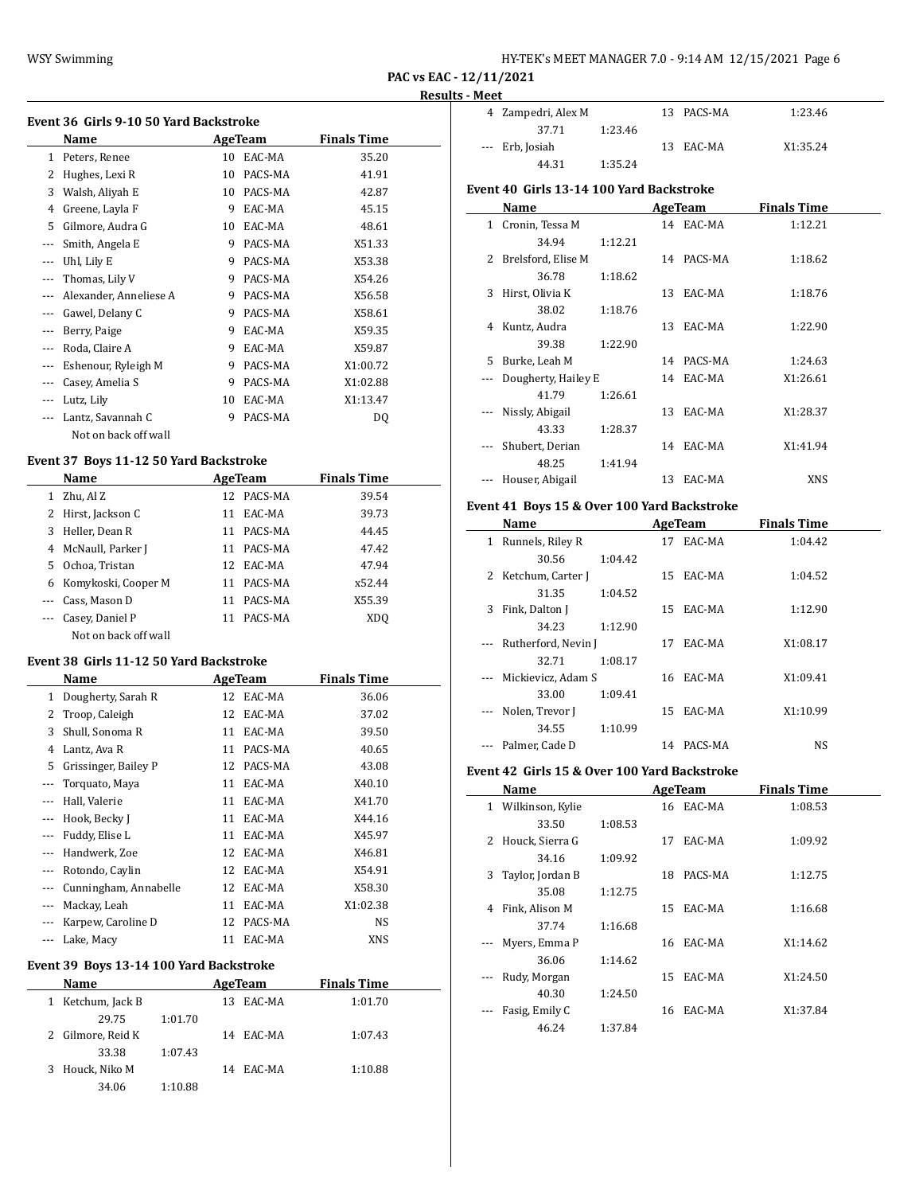PAC vs EAC - 12/11/2021

Results - Meet

### Event 36 Girls 9-10 50 Yard Backstroke

| | Name | Age | Team | Finals Time |
|---|---|---|---|---|
| 1 | Peters, Renee | 10 | EAC-MA | 35.20 |
| 2 | Hughes, Lexi R | 10 | PACS-MA | 41.91 |
| 3 | Walsh, Aliyah E | 10 | PACS-MA | 42.87 |
| 4 | Greene, Layla F | 9 | EAC-MA | 45.15 |
| 5 | Gilmore, Audra G | 10 | EAC-MA | 48.61 |
| --- | Smith, Angela E | 9 | PACS-MA | X51.33 |
| --- | Uhl, Lily E | 9 | PACS-MA | X53.38 |
| --- | Thomas, Lily V | 9 | PACS-MA | X54.26 |
| --- | Alexander, Anneliese A | 9 | PACS-MA | X56.58 |
| --- | Gawel, Delany C | 9 | PACS-MA | X58.61 |
| --- | Berry, Paige | 9 | EAC-MA | X59.35 |
| --- | Roda, Claire A | 9 | EAC-MA | X59.87 |
| --- | Eshenour, Ryleigh M | 9 | PACS-MA | X1:00.72 |
| --- | Casey, Amelia S | 9 | PACS-MA | X1:02.88 |
| --- | Lutz, Lily | 10 | EAC-MA | X1:13.47 |
| --- | Lantz, Savannah C | 9 | PACS-MA | DQ |
| | Not on back off wall | | | |

### Event 37 Boys 11-12 50 Yard Backstroke

| | Name | Age | Team | Finals Time |
|---|---|---|---|---|
| 1 | Zhu, Al Z | 12 | PACS-MA | 39.54 |
| 2 | Hirst, Jackson C | 11 | EAC-MA | 39.73 |
| 3 | Heller, Dean R | 11 | PACS-MA | 44.45 |
| 4 | McNaull, Parker J | 11 | PACS-MA | 47.42 |
| 5 | Ochoa, Tristan | 12 | EAC-MA | 47.94 |
| 6 | Komykoski, Cooper M | 11 | PACS-MA | x52.44 |
| --- | Cass, Mason D | 11 | PACS-MA | X55.39 |
| --- | Casey, Daniel P | 11 | PACS-MA | XDQ |
| | Not on back off wall | | | |

### Event 38 Girls 11-12 50 Yard Backstroke

| | Name | Age | Team | Finals Time |
|---|---|---|---|---|
| 1 | Dougherty, Sarah R | 12 | EAC-MA | 36.06 |
| 2 | Troop, Caleigh | 12 | EAC-MA | 37.02 |
| 3 | Shull, Sonoma R | 11 | EAC-MA | 39.50 |
| 4 | Lantz, Ava R | 11 | PACS-MA | 40.65 |
| 5 | Grissinger, Bailey P | 12 | PACS-MA | 43.08 |
| --- | Torquato, Maya | 11 | EAC-MA | X40.10 |
| --- | Hall, Valerie | 11 | EAC-MA | X41.70 |
| --- | Hook, Becky J | 11 | EAC-MA | X44.16 |
| --- | Fuddy, Elise L | 11 | EAC-MA | X45.97 |
| --- | Handwerk, Zoe | 12 | EAC-MA | X46.81 |
| --- | Rotondo, Caylin | 12 | EAC-MA | X54.91 |
| --- | Cunningham, Annabelle | 12 | EAC-MA | X58.30 |
| --- | Mackay, Leah | 11 | EAC-MA | X1:02.38 |
| --- | Karpew, Caroline D | 12 | PACS-MA | NS |
| --- | Lake, Macy | 11 | EAC-MA | XNS |

### Event 39 Boys 13-14 100 Yard Backstroke

| | Name | Age | Team | Finals Time |
|---|---|---|---|---|
| 1 | Ketchum, Jack B | 13 | EAC-MA | 1:01.70 |
| | 29.75 1:01.70 | | | |
| 2 | Gilmore, Reid K | 14 | EAC-MA | 1:07.43 |
| | 33.38 1:07.43 | | | |
| 3 | Houck, Niko M | 14 | EAC-MA | 1:10.88 |
| | 34.06 1:10.88 | | | |
| 4 | Zampedri, Alex M | 13 | PACS-MA | 1:23.46 |
| | 37.71 1:23.46 | | | |
| --- | Erb, Josiah | 13 | EAC-MA | X1:35.24 |
| | 44.31 1:35.24 | | | |

### Event 40 Girls 13-14 100 Yard Backstroke

| | Name | Age | Team | Finals Time |
|---|---|---|---|---|
| 1 | Cronin, Tessa M | 14 | EAC-MA | 1:12.21 |
| | 34.94 1:12.21 | | | |
| 2 | Brelsford, Elise M | 14 | PACS-MA | 1:18.62 |
| | 36.78 1:18.62 | | | |
| 3 | Hirst, Olivia K | 13 | EAC-MA | 1:18.76 |
| | 38.02 1:18.76 | | | |
| 4 | Kuntz, Audra | 13 | EAC-MA | 1:22.90 |
| | 39.38 1:22.90 | | | |
| 5 | Burke, Leah M | 14 | PACS-MA | 1:24.63 |
| --- | Dougherty, Hailey E | 14 | EAC-MA | X1:26.61 |
| | 41.79 1:26.61 | | | |
| --- | Nissly, Abigail | 13 | EAC-MA | X1:28.37 |
| | 43.33 1:28.37 | | | |
| --- | Shubert, Derian | 14 | EAC-MA | X1:41.94 |
| | 48.25 1:41.94 | | | |
| --- | Houser, Abigail | 13 | EAC-MA | XNS |

### Event 41 Boys 15 & Over 100 Yard Backstroke

| | Name | Age | Team | Finals Time |
|---|---|---|---|---|
| 1 | Runnels, Riley R | 17 | EAC-MA | 1:04.42 |
| | 30.56 1:04.42 | | | |
| 2 | Ketchum, Carter J | 15 | EAC-MA | 1:04.52 |
| | 31.35 1:04.52 | | | |
| 3 | Fink, Dalton J | 15 | EAC-MA | 1:12.90 |
| | 34.23 1:12.90 | | | |
| --- | Rutherford, Nevin J | 17 | EAC-MA | X1:08.17 |
| | 32.71 1:08.17 | | | |
| --- | Mickievicz, Adam S | 16 | EAC-MA | X1:09.41 |
| | 33.00 1:09.41 | | | |
| --- | Nolen, Trevor J | 15 | EAC-MA | X1:10.99 |
| | 34.55 1:10.99 | | | |
| --- | Palmer, Cade D | 14 | PACS-MA | NS |

### Event 42 Girls 15 & Over 100 Yard Backstroke

| | Name | Age | Team | Finals Time |
|---|---|---|---|---|
| 1 | Wilkinson, Kylie | 16 | EAC-MA | 1:08.53 |
| | 33.50 1:08.53 | | | |
| 2 | Houck, Sierra G | 17 | EAC-MA | 1:09.92 |
| | 34.16 1:09.92 | | | |
| 3 | Taylor, Jordan B | 18 | PACS-MA | 1:12.75 |
| | 35.08 1:12.75 | | | |
| 4 | Fink, Alison M | 15 | EAC-MA | 1:16.68 |
| | 37.74 1:16.68 | | | |
| --- | Myers, Emma P | 16 | EAC-MA | X1:14.62 |
| | 36.06 1:14.62 | | | |
| --- | Rudy, Morgan | 15 | EAC-MA | X1:24.50 |
| | 40.30 1:24.50 | | | |
| --- | Fasig, Emily C | 16 | EAC-MA | X1:37.84 |
| | 46.24 1:37.84 | | | |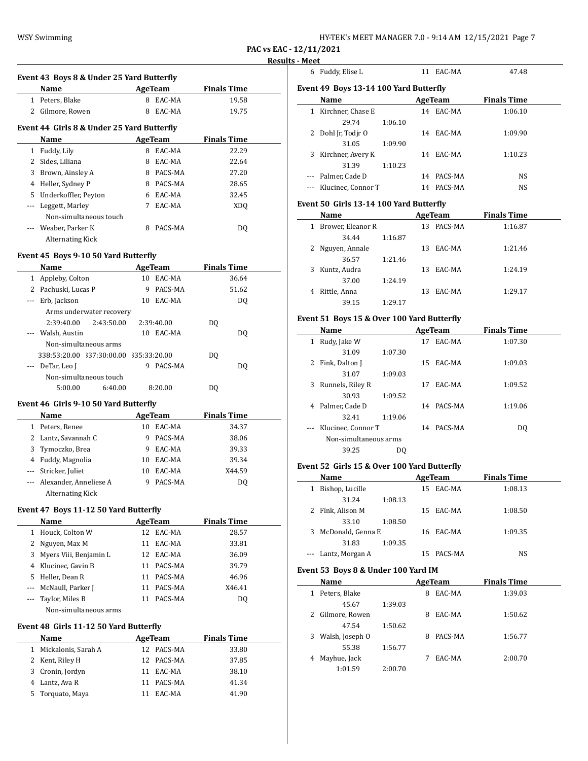PAC vs EAC - 12/11/2021

Results - Meet

### Event 43 Boys 8 & Under 25 Yard Butterfly

| | Name | Age | Team | Finals Time |
|---|---|---|---|---|
| 1 | Peters, Blake | 8 | EAC-MA | 19.58 |
| 2 | Gilmore, Rowen | 8 | EAC-MA | 19.75 |

### Event 44 Girls 8 & Under 25 Yard Butterfly

| | Name | Age | Team | Finals Time |
|---|---|---|---|---|
| 1 | Fuddy, Lily | 8 | EAC-MA | 22.29 |
| 2 | Sides, Liliana | 8 | EAC-MA | 22.64 |
| 3 | Brown, Ainsley A | 8 | PACS-MA | 27.20 |
| 4 | Heller, Sydney P | 8 | PACS-MA | 28.65 |
| 5 | Underkoffler, Peyton | 6 | EAC-MA | 32.45 |
| --- | Leggett, Marley | 7 | EAC-MA | XDQ |
| | Non-simultaneous touch | | | |
| --- | Weaber, Parker K | 8 | PACS-MA | DQ |
| | Alternating Kick | | | |

### Event 45 Boys 9-10 50 Yard Butterfly

| | Name | Age | Team | Finals Time |
|---|---|---|---|---|
| 1 | Appleby, Colton | 10 | EAC-MA | 36.64 |
| 2 | Pachuski, Lucas P | 9 | PACS-MA | 51.62 |
| --- | Erb, Jackson | 10 | EAC-MA | DQ |
| | Arms underwater recovery | | | |
| | 2:39:40.00 2:43:50.00 2:39:40.00 | | | DQ |
| --- | Walsh, Austin | 10 | EAC-MA | DQ |
| | Non-simultaneous arms | | | |
| | 338:53:20.00 337:30:00.00 335:33:20.00 | | | DQ |
| --- | DeTar, Leo J | 9 | PACS-MA | DQ |
| | Non-simultaneous touch | | | |
| | 5:00.00 6:40.00 8:20.00 | | | DQ |

### Event 46 Girls 9-10 50 Yard Butterfly

| | Name | Age | Team | Finals Time |
|---|---|---|---|---|
| 1 | Peters, Renee | 10 | EAC-MA | 34.37 |
| 2 | Lantz, Savannah C | 9 | PACS-MA | 38.06 |
| 3 | Tymoczko, Brea | 9 | EAC-MA | 39.33 |
| 4 | Fuddy, Magnolia | 10 | EAC-MA | 39.34 |
| --- | Stricker, Juliet | 10 | EAC-MA | X44.59 |
| --- | Alexander, Anneliese A | 9 | PACS-MA | DQ |
| | Alternating Kick | | | |

### Event 47 Boys 11-12 50 Yard Butterfly

| | Name | Age | Team | Finals Time |
|---|---|---|---|---|
| 1 | Houck, Colton W | 12 | EAC-MA | 28.57 |
| 2 | Nguyen, Max M | 11 | EAC-MA | 33.81 |
| 3 | Myers Viii, Benjamin L | 12 | EAC-MA | 36.09 |
| 4 | Klucinec, Gavin B | 11 | PACS-MA | 39.79 |
| 5 | Heller, Dean R | 11 | PACS-MA | 46.96 |
| --- | McNaull, Parker J | 11 | PACS-MA | X46.41 |
| --- | Taylor, Miles B | 11 | PACS-MA | DQ |
| | Non-simultaneous arms | | | |

### Event 48 Girls 11-12 50 Yard Butterfly

| | Name | Age | Team | Finals Time |
|---|---|---|---|---|
| 1 | Mickalonis, Sarah A | 12 | PACS-MA | 33.80 |
| 2 | Kent, Riley H | 12 | PACS-MA | 37.85 |
| 3 | Cronin, Jordyn | 11 | EAC-MA | 38.10 |
| 4 | Lantz, Ava R | 11 | PACS-MA | 41.34 |
| 5 | Torquato, Maya | 11 | EAC-MA | 41.90 |
| 6 | Fuddy, Elise L | 11 | EAC-MA | 47.48 |

### Event 49 Boys 13-14 100 Yard Butterfly

| | Name | Age | Team | Finals Time |
|---|---|---|---|---|
| 1 | Kirchner, Chase E | 14 | EAC-MA | 1:06.10 |
| | 29.74 1:06.10 | | | |
| 2 | Dohl Jr, Todjr O | 14 | EAC-MA | 1:09.90 |
| | 31.05 1:09.90 | | | |
| 3 | Kirchner, Avery K | 14 | EAC-MA | 1:10.23 |
| | 31.39 1:10.23 | | | |
| --- | Palmer, Cade D | 14 | PACS-MA | NS |
| --- | Klucinec, Connor T | 14 | PACS-MA | NS |

### Event 50 Girls 13-14 100 Yard Butterfly

| | Name | Age | Team | Finals Time |
|---|---|---|---|---|
| 1 | Brower, Eleanor R | 13 | PACS-MA | 1:16.87 |
| | 34.44 1:16.87 | | | |
| 2 | Nguyen, Annale | 13 | EAC-MA | 1:21.46 |
| | 36.57 1:21.46 | | | |
| 3 | Kuntz, Audra | 13 | EAC-MA | 1:24.19 |
| | 37.00 1:24.19 | | | |
| 4 | Rittle, Anna | 13 | EAC-MA | 1:29.17 |
| | 39.15 1:29.17 | | | |

### Event 51 Boys 15 & Over 100 Yard Butterfly

| | Name | Age | Team | Finals Time |
|---|---|---|---|---|
| 1 | Rudy, Jake W | 17 | EAC-MA | 1:07.30 |
| | 31.09 1:07.30 | | | |
| 2 | Fink, Dalton J | 15 | EAC-MA | 1:09.03 |
| | 31.07 1:09.03 | | | |
| 3 | Runnels, Riley R | 17 | EAC-MA | 1:09.52 |
| | 30.93 1:09.52 | | | |
| 4 | Palmer, Cade D | 14 | PACS-MA | 1:19.06 |
| | 32.41 1:19.06 | | | |
| --- | Klucinec, Connor T | 14 | PACS-MA | DQ |
| | Non-simultaneous arms | | | |
| | 39.25 DQ | | | |

### Event 52 Girls 15 & Over 100 Yard Butterfly

| | Name | Age | Team | Finals Time |
|---|---|---|---|---|
| 1 | Bishop, Lucille | 15 | EAC-MA | 1:08.13 |
| | 31.24 1:08.13 | | | |
| 2 | Fink, Alison M | 15 | EAC-MA | 1:08.50 |
| | 33.10 1:08.50 | | | |
| 3 | McDonald, Genna E | 16 | EAC-MA | 1:09.35 |
| | 31.83 1:09.35 | | | |
| --- | Lantz, Morgan A | 15 | PACS-MA | NS |

### Event 53 Boys 8 & Under 100 Yard IM

| | Name | Age | Team | Finals Time |
|---|---|---|---|---|
| 1 | Peters, Blake | 8 | EAC-MA | 1:39.03 |
| | 45.67 1:39.03 | | | |
| 2 | Gilmore, Rowen | 8 | EAC-MA | 1:50.62 |
| | 47.54 1:50.62 | | | |
| 3 | Walsh, Joseph O | 8 | PACS-MA | 1:56.77 |
| | 55.38 1:56.77 | | | |
| 4 | Mayhue, Jack | 7 | EAC-MA | 2:00.70 |
| | 1:01.59 2:00.70 | | | |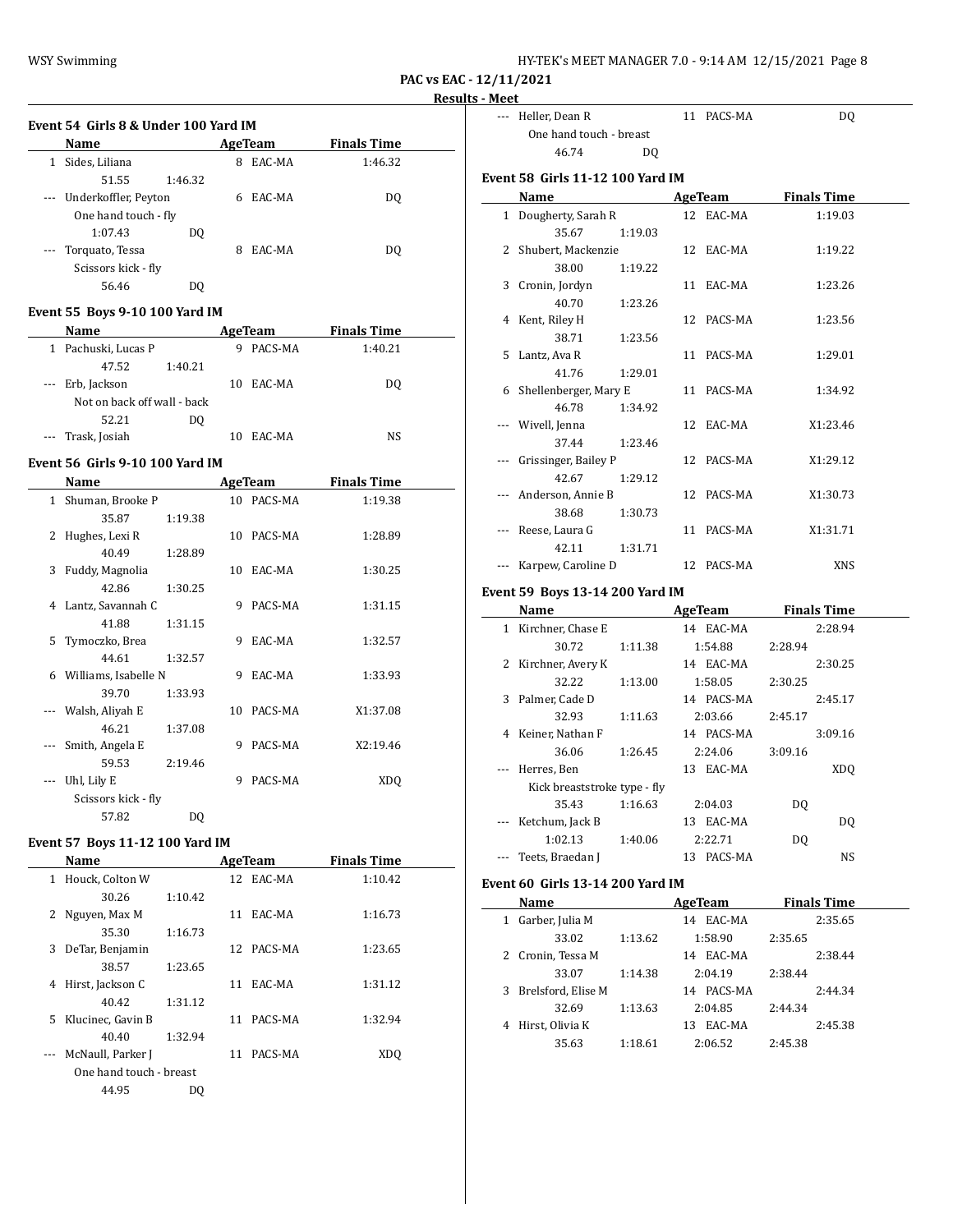PAC vs EAC - 12/11/2021

Results - Meet

### Event 54 Girls 8 & Under 100 Yard IM

| | Name | AgeTeam | Finals Time |
|---|---|---|---|
| 1 | Sides, Liliana | 8 EAC-MA | 1:46.32 |
| | 51.55 1:46.32 | | |
| --- | Underkoffler, Peyton | 6 EAC-MA | DQ |
| | One hand touch - fly | | |
| | 1:07.43 DQ | | |
| --- | Torquato, Tessa | 8 EAC-MA | DQ |
| | Scissors kick - fly | | |
| | 56.46 DQ | | |

### Event 55 Boys 9-10 100 Yard IM

| | Name | AgeTeam | Finals Time |
|---|---|---|---|
| 1 | Pachuski, Lucas P | 9 PACS-MA | 1:40.21 |
| | 47.52 1:40.21 | | |
| --- | Erb, Jackson | 10 EAC-MA | DQ |
| | Not on back off wall - back | | |
| | 52.21 DQ | | |
| --- | Trask, Josiah | 10 EAC-MA | NS |

### Event 56 Girls 9-10 100 Yard IM

| | Name | AgeTeam | Finals Time |
|---|---|---|---|
| 1 | Shuman, Brooke P | 10 PACS-MA | 1:19.38 |
| | 35.87 1:19.38 | | |
| 2 | Hughes, Lexi R | 10 PACS-MA | 1:28.89 |
| | 40.49 1:28.89 | | |
| 3 | Fuddy, Magnolia | 10 EAC-MA | 1:30.25 |
| | 42.86 1:30.25 | | |
| 4 | Lantz, Savannah C | 9 PACS-MA | 1:31.15 |
| | 41.88 1:31.15 | | |
| 5 | Tymoczko, Brea | 9 EAC-MA | 1:32.57 |
| | 44.61 1:32.57 | | |
| 6 | Williams, Isabelle N | 9 EAC-MA | 1:33.93 |
| | 39.70 1:33.93 | | |
| --- | Walsh, Aliyah E | 10 PACS-MA | X1:37.08 |
| | 46.21 1:37.08 | | |
| --- | Smith, Angela E | 9 PACS-MA | X2:19.46 |
| | 59.53 2:19.46 | | |
| --- | Uhl, Lily E | 9 PACS-MA | XDQ |
| | Scissors kick - fly | | |
| | 57.82 DQ | | |

### Event 57 Boys 11-12 100 Yard IM

| | Name | AgeTeam | Finals Time |
|---|---|---|---|
| 1 | Houck, Colton W | 12 EAC-MA | 1:10.42 |
| | 30.26 1:10.42 | | |
| 2 | Nguyen, Max M | 11 EAC-MA | 1:16.73 |
| | 35.30 1:16.73 | | |
| 3 | DeTar, Benjamin | 12 PACS-MA | 1:23.65 |
| | 38.57 1:23.65 | | |
| 4 | Hirst, Jackson C | 11 EAC-MA | 1:31.12 |
| | 40.42 1:31.12 | | |
| 5 | Klucinec, Gavin B | 11 PACS-MA | 1:32.94 |
| | 40.40 1:32.94 | | |
| --- | McNaull, Parker J | 11 PACS-MA | XDQ |
| | One hand touch - breast | | |
| | 44.95 DQ | | |
| --- | Heller, Dean R | 11 PACS-MA | DQ |
| | One hand touch - breast | | |
| | 46.74 DQ | | |

### Event 58 Girls 11-12 100 Yard IM

| | Name | AgeTeam | Finals Time |
|---|---|---|---|
| 1 | Dougherty, Sarah R | 12 EAC-MA | 1:19.03 |
| | 35.67 1:19.03 | | |
| 2 | Shubert, Mackenzie | 12 EAC-MA | 1:19.22 |
| | 38.00 1:19.22 | | |
| 3 | Cronin, Jordyn | 11 EAC-MA | 1:23.26 |
| | 40.70 1:23.26 | | |
| 4 | Kent, Riley H | 12 PACS-MA | 1:23.56 |
| | 38.71 1:23.56 | | |
| 5 | Lantz, Ava R | 11 PACS-MA | 1:29.01 |
| | 41.76 1:29.01 | | |
| 6 | Shellenberger, Mary E | 11 PACS-MA | 1:34.92 |
| | 46.78 1:34.92 | | |
| --- | Wivell, Jenna | 12 EAC-MA | X1:23.46 |
| | 37.44 1:23.46 | | |
| --- | Grissinger, Bailey P | 12 PACS-MA | X1:29.12 |
| | 42.67 1:29.12 | | |
| --- | Anderson, Annie B | 12 PACS-MA | X1:30.73 |
| | 38.68 1:30.73 | | |
| --- | Reese, Laura G | 11 PACS-MA | X1:31.71 |
| | 42.11 1:31.71 | | |
| --- | Karpew, Caroline D | 12 PACS-MA | XNS |

### Event 59 Boys 13-14 200 Yard IM

| | Name | AgeTeam | Finals Time |
|---|---|---|---|
| 1 | Kirchner, Chase E | 14 EAC-MA | 2:28.94 |
| | 30.72 1:11.38 1:54.88 2:28.94 | | |
| 2 | Kirchner, Avery K | 14 EAC-MA | 2:30.25 |
| | 32.22 1:13.00 1:58.05 2:30.25 | | |
| 3 | Palmer, Cade D | 14 PACS-MA | 2:45.17 |
| | 32.93 1:11.63 2:03.66 2:45.17 | | |
| 4 | Keiner, Nathan F | 14 PACS-MA | 3:09.16 |
| | 36.06 1:26.45 2:24.06 3:09.16 | | |
| --- | Herres, Ben | 13 EAC-MA | XDQ |
| | Kick breaststroke type - fly | | |
| | 35.43 1:16.63 2:04.03 DQ | | |
| --- | Ketchum, Jack B | 13 EAC-MA | DQ |
| | 1:02.13 1:40.06 2:22.71 DQ | | |
| --- | Teets, Braedan J | 13 PACS-MA | NS |

### Event 60 Girls 13-14 200 Yard IM

| | Name | AgeTeam | Finals Time |
|---|---|---|---|
| 1 | Garber, Julia M | 14 EAC-MA | 2:35.65 |
| | 33.02 1:13.62 1:58.90 2:35.65 | | |
| 2 | Cronin, Tessa M | 14 EAC-MA | 2:38.44 |
| | 33.07 1:14.38 2:04.19 2:38.44 | | |
| 3 | Brelsford, Elise M | 14 PACS-MA | 2:44.34 |
| | 32.69 1:13.63 2:04.85 2:44.34 | | |
| 4 | Hirst, Olivia K | 13 EAC-MA | 2:45.38 |
| | 35.63 1:18.61 2:06.52 2:45.38 | | |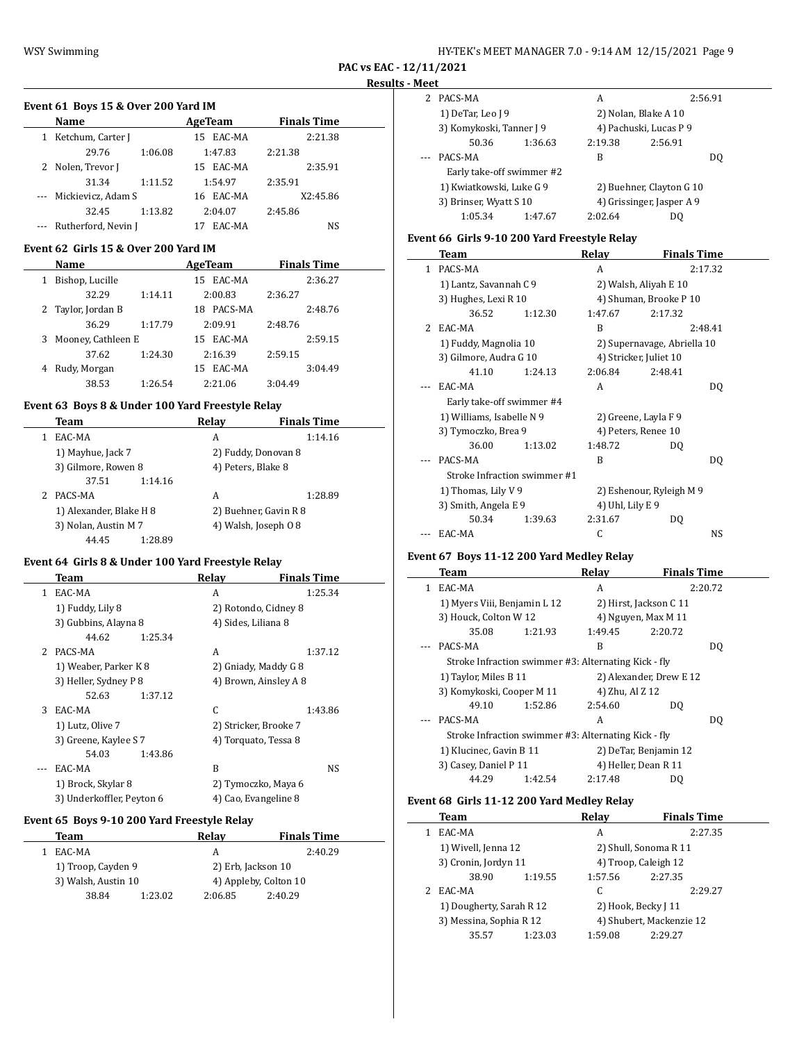**PAC vs EAC - 12/11/2021**

**Results - Meet**

### Event 61 Boys 15 & Over 200 Yard IM

| | Name | AgeTeam | Finals Time |
|---|---|---|---|
| 1 | Ketchum, Carter J | 15 EAC-MA | 2:21.38 |
| | 29.76 1:06.08 1:47.83 2:21.38 | | |
| 2 | Nolen, Trevor J | 15 EAC-MA | 2:35.91 |
| | 31.34 1:11.52 1:54.97 2:35.91 | | |
| --- | Mickievicz, Adam S | 16 EAC-MA | X2:45.86 |
| | 32.45 1:13.82 2:04.07 2:45.86 | | |
| --- | Rutherford, Nevin J | 17 EAC-MA | NS |

### Event 62 Girls 15 & Over 200 Yard IM

| | Name | AgeTeam | Finals Time |
|---|---|---|---|
| 1 | Bishop, Lucille | 15 EAC-MA | 2:36.27 |
| | 32.29 1:14.11 2:00.83 2:36.27 | | |
| 2 | Taylor, Jordan B | 18 PACS-MA | 2:48.76 |
| | 36.29 1:17.79 2:09.91 2:48.76 | | |
| 3 | Mooney, Cathleen E | 15 EAC-MA | 2:59.15 |
| | 37.62 1:24.30 2:16.39 2:59.15 | | |
| 4 | Rudy, Morgan | 15 EAC-MA | 3:04.49 |
| | 38.53 1:26.54 2:21.06 3:04.49 | | |

### Event 63 Boys 8 & Under 100 Yard Freestyle Relay

| | Team | Relay | Finals Time |
|---|---|---|---|
| 1 | EAC-MA | A | 1:14.16 |
| | 1) Mayhue, Jack 7 | 2) Fuddy, Donovan 8 | |
| | 3) Gilmore, Rowen 8 | 4) Peters, Blake 8 | |
| | 37.51 1:14.16 | | |
| 2 | PACS-MA | A | 1:28.89 |
| | 1) Alexander, Blake H 8 | 2) Buehner, Gavin R 8 | |
| | 3) Nolan, Austin M 7 | 4) Walsh, Joseph O 8 | |
| | 44.45 1:28.89 | | |

### Event 64 Girls 8 & Under 100 Yard Freestyle Relay

| | Team | Relay | Finals Time |
|---|---|---|---|
| 1 | EAC-MA | A | 1:25.34 |
| | 1) Fuddy, Lily 8 | 2) Rotondo, Cidney 8 | |
| | 3) Gubbins, Alayna 8 | 4) Sides, Liliana 8 | |
| | 44.62 1:25.34 | | |
| 2 | PACS-MA | A | 1:37.12 |
| | 1) Weaber, Parker K 8 | 2) Gniady, Maddy G 8 | |
| | 3) Heller, Sydney P 8 | 4) Brown, Ainsley A 8 | |
| | 52.63 1:37.12 | | |
| 3 | EAC-MA | C | 1:43.86 |
| | 1) Lutz, Olive 7 | 2) Stricker, Brooke 7 | |
| | 3) Greene, Kaylee S 7 | 4) Torquato, Tessa 8 | |
| | 54.03 1:43.86 | | |
| --- | EAC-MA | B | NS |
| | 1) Brock, Skylar 8 | 2) Tymoczko, Maya 6 | |
| | 3) Underkoffler, Peyton 6 | 4) Cao, Evangeline 8 | |

### Event 65 Boys 9-10 200 Yard Freestyle Relay

| | Team | Relay | Finals Time |
|---|---|---|---|
| 1 | EAC-MA | A | 2:40.29 |
| | 1) Troop, Cayden 9 | 2) Erb, Jackson 10 | |
| | 3) Walsh, Austin 10 | 4) Appleby, Colton 10 | |
| | 38.84 1:23.02 2:06.85 2:40.29 | | |
| 2 | PACS-MA | A | 2:56.91 |
| | 1) DeTar, Leo J 9 | 2) Nolan, Blake A 10 | |
| | 3) Komykoski, Tanner J 9 | 4) Pachuski, Lucas P 9 | |
| | 50.36 1:36.63 2:19.38 2:56.91 | | |
| --- | PACS-MA | B | DQ |
| | Early take-off swimmer #2 | | |
| | 1) Kwiatkowski, Luke G 9 | 2) Buehner, Clayton G 10 | |
| | 3) Brinser, Wyatt S 10 | 4) Grissinger, Jasper A 9 | |
| | 1:05.34 1:47.67 2:02.64 DQ | | |

### Event 66 Girls 9-10 200 Yard Freestyle Relay

| | Team | Relay | Finals Time |
|---|---|---|---|
| 1 | PACS-MA | A | 2:17.32 |
| | 1) Lantz, Savannah C 9 | 2) Walsh, Aliyah E 10 | |
| | 3) Hughes, Lexi R 10 | 4) Shuman, Brooke P 10 | |
| | 36.52 1:12.30 1:47.67 2:17.32 | | |
| 2 | EAC-MA | B | 2:48.41 |
| | 1) Fuddy, Magnolia 10 | 2) Supernavage, Abriella 10 | |
| | 3) Gilmore, Audra G 10 | 4) Stricker, Juliet 10 | |
| | 41.10 1:24.13 2:06.84 2:48.41 | | |
| --- | EAC-MA | A | DQ |
| | Early take-off swimmer #4 | | |
| | 1) Williams, Isabelle N 9 | 2) Greene, Layla F 9 | |
| | 3) Tymoczko, Brea 9 | 4) Peters, Renee 10 | |
| | 36.00 1:13.02 1:48.72 DQ | | |
| --- | PACS-MA | B | DQ |
| | Stroke Infraction swimmer #1 | | |
| | 1) Thomas, Lily V 9 | 2) Eshenour, Ryleigh M 9 | |
| | 3) Smith, Angela E 9 | 4) Uhl, Lily E 9 | |
| | 50.34 1:39.63 2:31.67 DQ | | |
| --- | EAC-MA | C | NS |

### Event 67 Boys 11-12 200 Yard Medley Relay

| | Team | Relay | Finals Time |
|---|---|---|---|
| 1 | EAC-MA | A | 2:20.72 |
| | 1) Myers Viii, Benjamin L 12 | 2) Hirst, Jackson C 11 | |
| | 3) Houck, Colton W 12 | 4) Nguyen, Max M 11 | |
| | 35.08 1:21.93 1:49.45 2:20.72 | | |
| --- | PACS-MA | B | DQ |
| | Stroke Infraction swimmer #3: Alternating Kick - fly | | |
| | 1) Taylor, Miles B 11 | 2) Alexander, Drew E 12 | |
| | 3) Komykoski, Cooper M 11 | 4) Zhu, Al Z 12 | |
| | 49.10 1:52.86 2:54.60 DQ | | |
| --- | PACS-MA | A | DQ |
| | Stroke Infraction swimmer #3: Alternating Kick - fly | | |
| | 1) Klucinec, Gavin B 11 | 2) DeTar, Benjamin 12 | |
| | 3) Casey, Daniel P 11 | 4) Heller, Dean R 11 | |
| | 44.29 1:42.54 2:17.48 DQ | | |

### Event 68 Girls 11-12 200 Yard Medley Relay

| | Team | Relay | Finals Time |
|---|---|---|---|
| 1 | EAC-MA | A | 2:27.35 |
| | 1) Wivell, Jenna 12 | 2) Shull, Sonoma R 11 | |
| | 3) Cronin, Jordyn 11 | 4) Troop, Caleigh 12 | |
| | 38.90 1:19.55 1:57.56 2:27.35 | | |
| 2 | EAC-MA | C | 2:29.27 |
| | 1) Dougherty, Sarah R 12 | 2) Hook, Becky J 11 | |
| | 3) Messina, Sophia R 12 | 4) Shubert, Mackenzie 12 | |
| | 35.57 1:23.03 1:59.08 2:29.27 | | |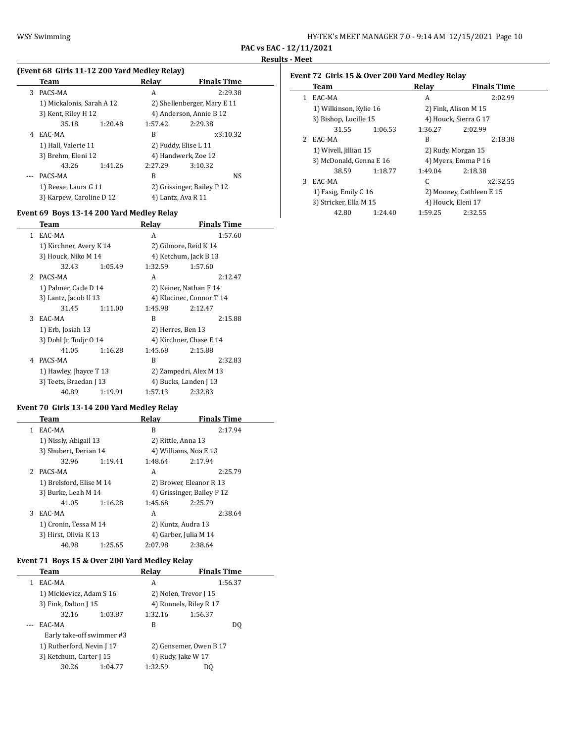**PAC vs EAC - 12/11/2021**

**Results - Meet**

### (Event 68 Girls 11-12 200 Yard Medley Relay)

| | Team | Relay | Finals Time |
|---|---|---|---|
| 3 | PACS-MA | A | 2:29.38 |
| | 1) Mickalonis, Sarah A 12 | 2) Shellenberger, Mary E 11 | |
| | 3) Kent, Riley H 12 | 4) Anderson, Annie B 12 | |
| | 35.18 1:20.48 | 1:57.42 | 2:29.38 |
| 4 | EAC-MA | B | x3:10.32 |
| | 1) Hall, Valerie 11 | 2) Fuddy, Elise L 11 | |
| | 3) Brehm, Eleni 12 | 4) Handwerk, Zoe 12 | |
| | 43.26 1:41.26 | 2:27.29 | 3:10.32 |
| --- | PACS-MA | B | NS |
| | 1) Reese, Laura G 11 | 2) Grissinger, Bailey P 12 | |
| | 3) Karpew, Caroline D 12 | 4) Lantz, Ava R 11 | |

### Event 69 Boys 13-14 200 Yard Medley Relay

| | Team | Relay | Finals Time |
|---|---|---|---|
| 1 | EAC-MA | A | 1:57.60 |
| | 1) Kirchner, Avery K 14 | 2) Gilmore, Reid K 14 | |
| | 3) Houck, Niko M 14 | 4) Ketchum, Jack B 13 | |
| | 32.43 1:05.49 | 1:32.59 | 1:57.60 |
| 2 | PACS-MA | A | 2:12.47 |
| | 1) Palmer, Cade D 14 | 2) Keiner, Nathan F 14 | |
| | 3) Lantz, Jacob U 13 | 4) Klucinec, Connor T 14 | |
| | 31.45 1:11.00 | 1:45.98 | 2:12.47 |
| 3 | EAC-MA | B | 2:15.88 |
| | 1) Erb, Josiah 13 | 2) Herres, Ben 13 | |
| | 3) Dohl Jr, Todjr O 14 | 4) Kirchner, Chase E 14 | |
| | 41.05 1:16.28 | 1:45.68 | 2:15.88 |
| 4 | PACS-MA | B | 2:32.83 |
| | 1) Hawley, Jhayce T 13 | 2) Zampedri, Alex M 13 | |
| | 3) Teets, Braedan J 13 | 4) Bucks, Landen J 13 | |
| | 40.89 1:19.91 | 1:57.13 | 2:32.83 |

### Event 70 Girls 13-14 200 Yard Medley Relay

| | Team | Relay | Finals Time |
|---|---|---|---|
| 1 | EAC-MA | B | 2:17.94 |
| | 1) Nissly, Abigail 13 | 2) Rittle, Anna 13 | |
| | 3) Shubert, Derian 14 | 4) Williams, Noa E 13 | |
| | 32.96 1:19.41 | 1:48.64 | 2:17.94 |
| 2 | PACS-MA | A | 2:25.79 |
| | 1) Brelsford, Elise M 14 | 2) Brower, Eleanor R 13 | |
| | 3) Burke, Leah M 14 | 4) Grissinger, Bailey P 12 | |
| | 41.05 1:16.28 | 1:45.68 | 2:25.79 |
| 3 | EAC-MA | A | 2:38.64 |
| | 1) Cronin, Tessa M 14 | 2) Kuntz, Audra 13 | |
| | 3) Hirst, Olivia K 13 | 4) Garber, Julia M 14 | |
| | 40.98 1:25.65 | 2:07.98 | 2:38.64 |

### Event 71 Boys 15 & Over 200 Yard Medley Relay

| | Team | Relay | Finals Time |
|---|---|---|---|
| 1 | EAC-MA | A | 1:56.37 |
| | 1) Mickievicz, Adam S 16 | 2) Nolen, Trevor J 15 | |
| | 3) Fink, Dalton J 15 | 4) Runnels, Riley R 17 | |
| | 32.16 1:03.87 | 1:32.16 | 1:56.37 |
| --- | EAC-MA | B | DQ |
| | Early take-off swimmer #3 | | |
| | 1) Rutherford, Nevin J 17 | 2) Gensemer, Owen B 17 | |
| | 3) Ketchum, Carter J 15 | 4) Rudy, Jake W 17 | |
| | 30.26 1:04.77 | 1:32.59 | DQ |

### Event 72 Girls 15 & Over 200 Yard Medley Relay

| | Team | Relay | Finals Time |
|---|---|---|---|
| 1 | EAC-MA | A | 2:02.99 |
| | 1) Wilkinson, Kylie 16 | 2) Fink, Alison M 15 | |
| | 3) Bishop, Lucille 15 | 4) Houck, Sierra G 17 | |
| | 31.55 1:06.53 | 1:36.27 | 2:02.99 |
| 2 | EAC-MA | B | 2:18.38 |
| | 1) Wivell, Jillian 15 | 2) Rudy, Morgan 15 | |
| | 3) McDonald, Genna E 16 | 4) Myers, Emma P 16 | |
| | 38.59 1:18.77 | 1:49.04 | 2:18.38 |
| 3 | EAC-MA | C | x2:32.55 |
| | 1) Fasig, Emily C 16 | 2) Mooney, Cathleen E 15 | |
| | 3) Stricker, Ella M 15 | 4) Houck, Eleni 17 | |
| | 42.80 1:24.40 | 1:59.25 | 2:32.55 |